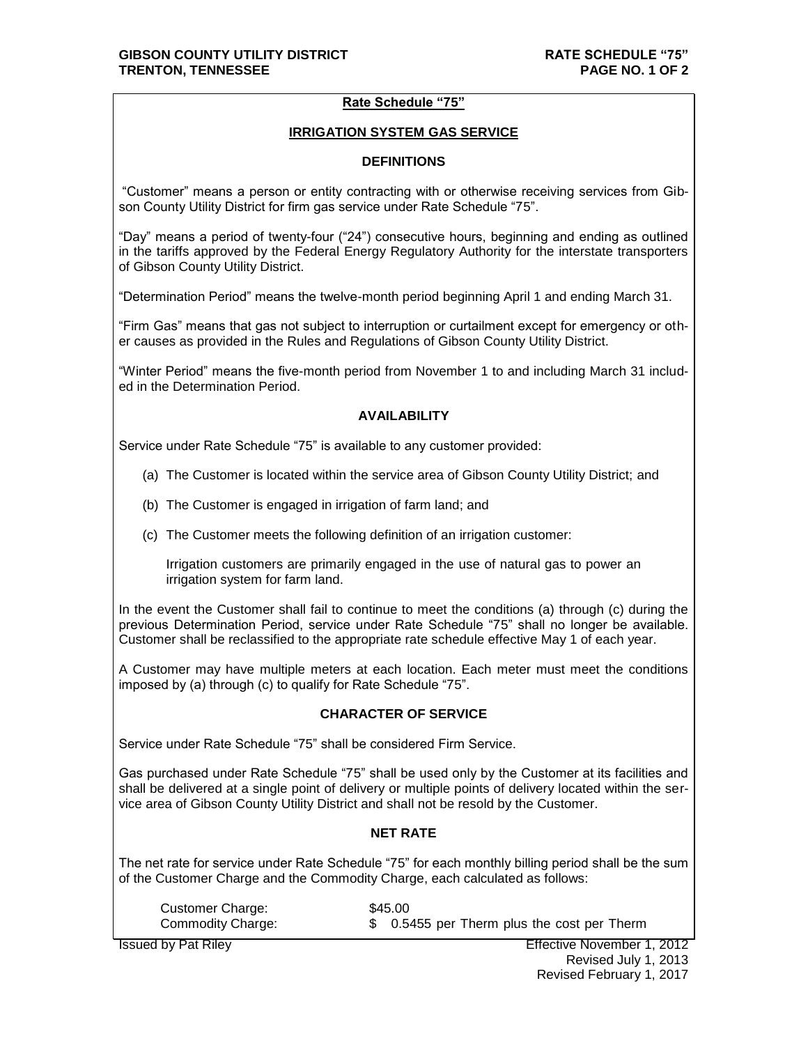## Rate Schedule "75"

### IRRIGATION SYSTEM GAS SERVICE

#### DEFINITIONS

"Customer" means a person or entity contracting with or otherwise receiving services from Gibson County Utility District for firm gas service under Rate Schedule "75".

"Day" means a period of twenty-four ("24") consecutive hours, beginning and ending as outlined in the tariffs approved by the Federal Energy Regulatory Authority for the interstate transporters of Gibson County Utility District.

"Determination Period" means the twelve-month period beginning April 1 and ending March 31.

"Firm Gas" means that gas not subject to interruption or curtailment except for emergency or other causes as provided in the Rules and Regulations of Gibson County Utility District.

"Winter Period" means the five-month period from November 1 to and including March 31 included in the Determination Period.

#### AVAILABILITY

Service under Rate Schedule "75" is available to any customer provided:

(a) The Customer is located within the service area of Gibson County Utility District; and

(b) The Customer is engaged in irrigation of farm land; and

(c) The Customer meets the following definition of an irrigation customer:

Irrigation customers are primarily engaged in the use of natural gas to power an irrigation system for farm land.

In the event the Customer shall fail to continue to meet the conditions (a) through (c) during the previous Determination Period, service under Rate Schedule "75" shall no longer be available. Customer shall be reclassified to the appropriate rate schedule effective May 1 of each year.

A Customer may have multiple meters at each location. Each meter must meet the conditions imposed by (a) through (c) to qualify for Rate Schedule "75".

#### CHARACTER OF SERVICE

Service under Rate Schedule "75" shall be considered Firm Service.

Gas purchased under Rate Schedule "75" shall be used only by the Customer at its facilities and shall be delivered at a single point of delivery or multiple points of delivery located within the service area of Gibson County Utility District and shall not be resold by the Customer.

#### NET RATE

The net rate for service under Rate Schedule "75" for each monthly billing period shall be the sum of the Customer Charge and the Commodity Charge, each calculated as follows:

Customer Charge: $45.00

Commodity Charge: $ 0.5455 per Therm plus the cost per Therm

Issued by Pat Riley

Effective November 1, 2012
Revised July 1, 2013
Revised February 1, 2017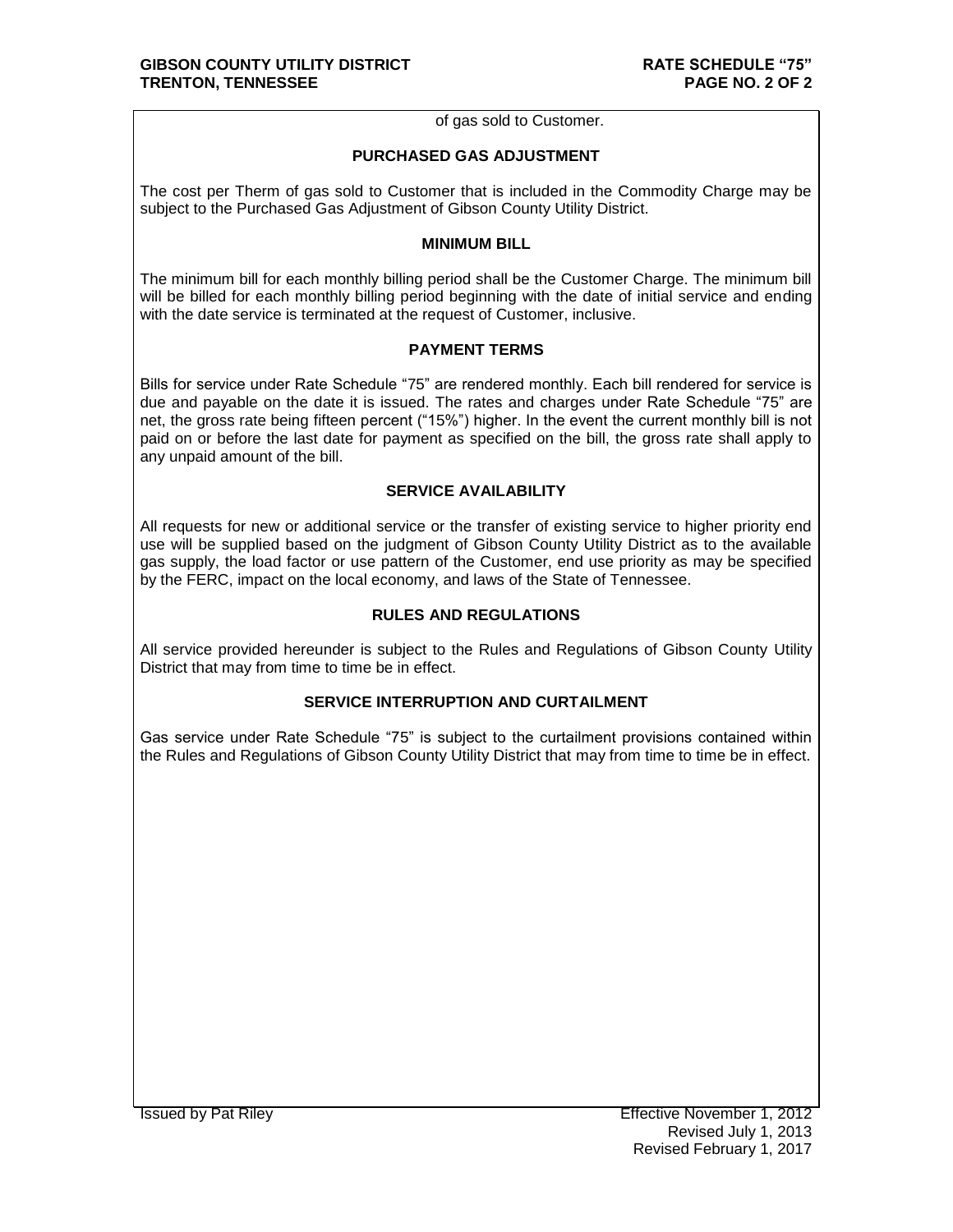of gas sold to Customer.

## PURCHASED GAS ADJUSTMENT

The cost per Therm of gas sold to Customer that is included in the Commodity Charge may be subject to the Purchased Gas Adjustment of Gibson County Utility District.

## MINIMUM BILL

The minimum bill for each monthly billing period shall be the Customer Charge. The minimum bill will be billed for each monthly billing period beginning with the date of initial service and ending with the date service is terminated at the request of Customer, inclusive.

## PAYMENT TERMS

Bills for service under Rate Schedule "75" are rendered monthly. Each bill rendered for service is due and payable on the date it is issued. The rates and charges under Rate Schedule "75" are net, the gross rate being fifteen percent ("15%") higher. In the event the current monthly bill is not paid on or before the last date for payment as specified on the bill, the gross rate shall apply to any unpaid amount of the bill.

## SERVICE AVAILABILITY

All requests for new or additional service or the transfer of existing service to higher priority end use will be supplied based on the judgment of Gibson County Utility District as to the available gas supply, the load factor or use pattern of the Customer, end use priority as may be specified by the FERC, impact on the local economy, and laws of the State of Tennessee.

## RULES AND REGULATIONS

All service provided hereunder is subject to the Rules and Regulations of Gibson County Utility District that may from time to time be in effect.

## SERVICE INTERRUPTION AND CURTAILMENT

Gas service under Rate Schedule "75" is subject to the curtailment provisions contained within the Rules and Regulations of Gibson County Utility District that may from time to time be in effect.

Issued by Pat Riley

Effective November 1, 2012
Revised July 1, 2013
Revised February 1, 2017